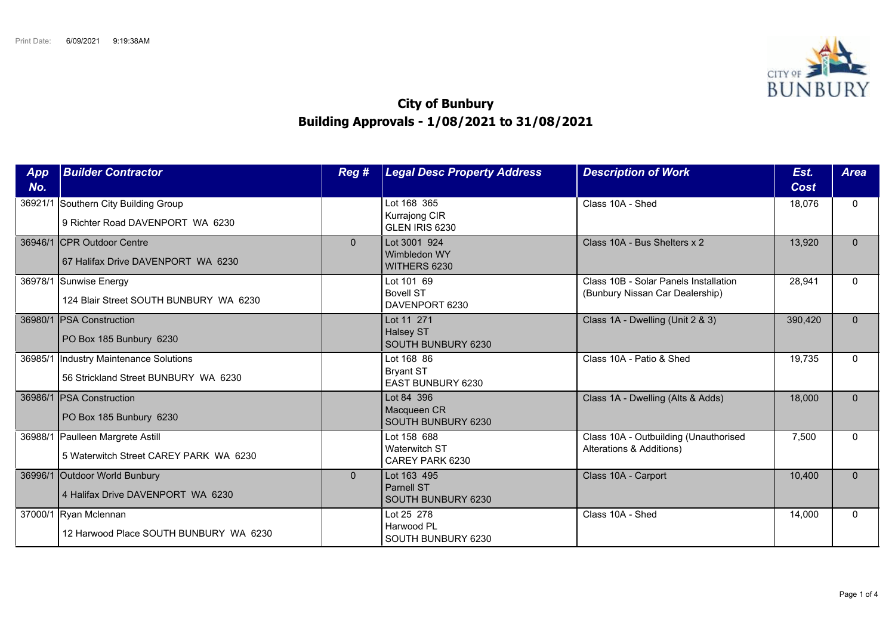Print Date: 6/09/2021 9:19:38AM

# City of Bunbury
## Building Approvals - 1/08/2021 to 31/08/2021

| App No. | Builder Contractor | Reg # | Legal Desc Property Address | Description of Work | Est. Cost | Area |
|---|---|---|---|---|---|---|
| 36921/1 | Southern City Building Group<br>9 Richter Road DAVENPORT WA 6230 | | Lot 168 365<br>Kurrajong CIR<br>GLEN IRIS 6230 | Class 10A - Shed | 18,076 | 0 |
| 36946/1 | CPR Outdoor Centre<br>67 Halifax Drive DAVENPORT WA 6230 | 0 | Lot 3001 924<br>Wimbledon WY<br>WITHERS 6230 | Class 10A - Bus Shelters x 2 | 13,920 | 0 |
| 36978/1 | Sunwise Energy<br>124 Blair Street SOUTH BUNBURY WA 6230 | | Lot 101 69<br>Bovell ST<br>DAVENPORT 6230 | Class 10B - Solar Panels Installation (Bunbury Nissan Car Dealership) | 28,941 | 0 |
| 36980/1 | PSA Construction<br>PO Box 185 Bunbury 6230 | | Lot 11 271<br>Halsey ST<br>SOUTH BUNBURY 6230 | Class 1A - Dwelling (Unit 2 & 3) | 390,420 | 0 |
| 36985/1 | Industry Maintenance Solutions<br>56 Strickland Street BUNBURY WA 6230 | | Lot 168 86<br>Bryant ST<br>EAST BUNBURY 6230 | Class 10A - Patio & Shed | 19,735 | 0 |
| 36986/1 | PSA Construction<br>PO Box 185 Bunbury 6230 | | Lot 84 396<br>Macqueen CR<br>SOUTH BUNBURY 6230 | Class 1A - Dwelling (Alts & Adds) | 18,000 | 0 |
| 36988/1 | Paulleen Margrete Astill<br>5 Waterwitch Street CAREY PARK WA 6230 | | Lot 158 688<br>Waterwitch ST<br>CAREY PARK 6230 | Class 10A - Outbuilding (Unauthorised Alterations & Additions) | 7,500 | 0 |
| 36996/1 | Outdoor World Bunbury<br>4 Halifax Drive DAVENPORT WA 6230 | 0 | Lot 163 495<br>Parnell ST<br>SOUTH BUNBURY 6230 | Class 10A - Carport | 10,400 | 0 |
| 37000/1 | Ryan Mclennan<br>12 Harwood Place SOUTH BUNBURY WA 6230 | | Lot 25 278<br>Harwood PL<br>SOUTH BUNBURY 6230 | Class 10A - Shed | 14,000 | 0 |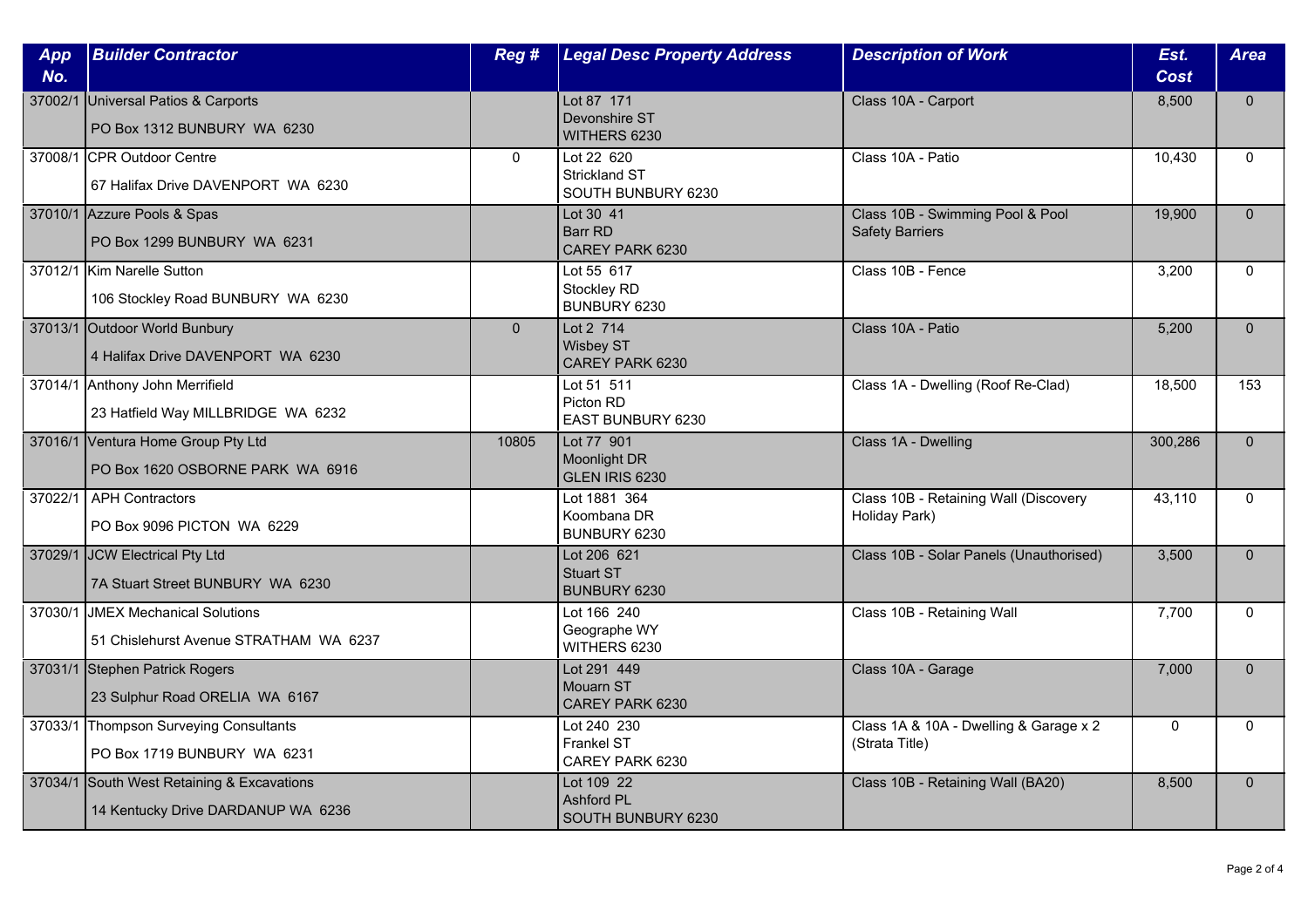| App No. | Builder Contractor | Reg # | Legal Desc Property Address | Description of Work | Est. Cost | Area |
|---|---|---|---|---|---|---|
| 37002/1 | Universal Patios & Carports<br>PO Box 1312 BUNBURY WA 6230 | | Lot 87 171<br>Devonshire ST<br>WITHERS 6230 | Class 10A - Carport | 8,500 | 0 |
| 37008/1 | CPR Outdoor Centre<br>67 Halifax Drive DAVENPORT WA 6230 | 0 | Lot 22 620<br>Strickland ST<br>SOUTH BUNBURY 6230 | Class 10A - Patio | 10,430 | 0 |
| 37010/1 | Azzure Pools & Spas<br>PO Box 1299 BUNBURY WA 6231 | | Lot 30 41<br>Barr RD<br>CAREY PARK 6230 | Class 10B - Swimming Pool & Pool Safety Barriers | 19,900 | 0 |
| 37012/1 | Kim Narelle Sutton<br>106 Stockley Road BUNBURY WA 6230 | | Lot 55 617<br>Stockley RD<br>BUNBURY 6230 | Class 10B - Fence | 3,200 | 0 |
| 37013/1 | Outdoor World Bunbury<br>4 Halifax Drive DAVENPORT WA 6230 | 0 | Lot 2 714<br>Wisbey ST<br>CAREY PARK 6230 | Class 10A - Patio | 5,200 | 0 |
| 37014/1 | Anthony John Merrifield<br>23 Hatfield Way MILLBRIDGE WA 6232 | | Lot 51 511<br>Picton RD<br>EAST BUNBURY 6230 | Class 1A - Dwelling (Roof Re-Clad) | 18,500 | 153 |
| 37016/1 | Ventura Home Group Pty Ltd<br>PO Box 1620 OSBORNE PARK WA 6916 | 10805 | Lot 77 901<br>Moonlight DR<br>GLEN IRIS 6230 | Class 1A - Dwelling | 300,286 | 0 |
| 37022/1 | APH Contractors<br>PO Box 9096 PICTON WA 6229 | | Lot 1881 364<br>Koombana DR<br>BUNBURY 6230 | Class 10B - Retaining Wall (Discovery Holiday Park) | 43,110 | 0 |
| 37029/1 | JCW Electrical Pty Ltd<br>7A Stuart Street BUNBURY WA 6230 | | Lot 206 621<br>Stuart ST<br>BUNBURY 6230 | Class 10B - Solar Panels (Unauthorised) | 3,500 | 0 |
| 37030/1 | JMEX Mechanical Solutions<br>51 Chislehurst Avenue STRATHAM WA 6237 | | Lot 166 240<br>Geographe WY<br>WITHERS 6230 | Class 10B - Retaining Wall | 7,700 | 0 |
| 37031/1 | Stephen Patrick Rogers<br>23 Sulphur Road ORELIA WA 6167 | | Lot 291 449<br>Mouarn ST<br>CAREY PARK 6230 | Class 10A - Garage | 7,000 | 0 |
| 37033/1 | Thompson Surveying Consultants<br>PO Box 1719 BUNBURY WA 6231 | | Lot 240 230<br>Frankel ST<br>CAREY PARK 6230 | Class 1A & 10A - Dwelling & Garage x 2 (Strata Title) | 0 | 0 |
| 37034/1 | South West Retaining & Excavations<br>14 Kentucky Drive DARDANUP WA 6236 | | Lot 109 22<br>Ashford PL<br>SOUTH BUNBURY 6230 | Class 10B - Retaining Wall (BA20) | 8,500 | 0 |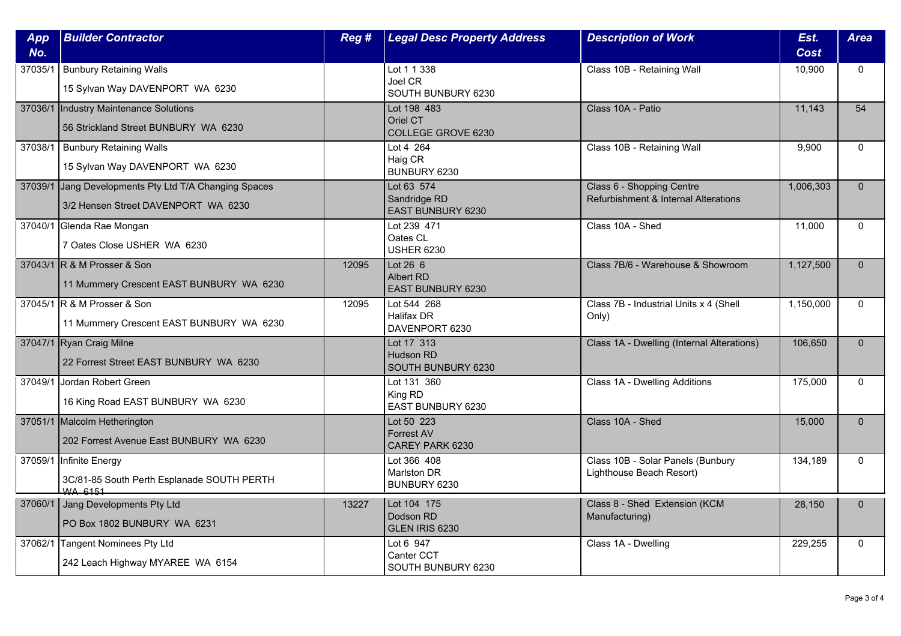| App No. | Builder Contractor | Reg # | Legal Desc Property Address | Description of Work | Est. Cost | Area |
|---|---|---|---|---|---|---|
| 37035/1 | Bunbury Retaining Walls<br>15 Sylvan Way DAVENPORT WA 6230 | | Lot 1 1 338<br>Joel CR<br>SOUTH BUNBURY 6230 | Class 10B - Retaining Wall | 10,900 | 0 |
| 37036/1 | Industry Maintenance Solutions<br>56 Strickland Street BUNBURY WA 6230 | | Lot 198 483<br>Oriel CT<br>COLLEGE GROVE 6230 | Class 10A - Patio | 11,143 | 54 |
| 37038/1 | Bunbury Retaining Walls<br>15 Sylvan Way DAVENPORT WA 6230 | | Lot 4 264<br>Haig CR<br>BUNBURY 6230 | Class 10B - Retaining Wall | 9,900 | 0 |
| 37039/1 | Jang Developments Pty Ltd T/A Changing Spaces<br>3/2 Hensen Street DAVENPORT WA 6230 | | Lot 63 574<br>Sandridge RD<br>EAST BUNBURY 6230 | Class 6 - Shopping Centre Refurbishment & Internal Alterations | 1,006,303 | 0 |
| 37040/1 | Glenda Rae Mongan<br>7 Oates Close USHER WA 6230 | | Lot 239 471<br>Oates CL<br>USHER 6230 | Class 10A - Shed | 11,000 | 0 |
| 37043/1 | R & M Prosser & Son<br>11 Mummery Crescent EAST BUNBURY WA 6230 | 12095 | Lot 26 6<br>Albert RD<br>EAST BUNBURY 6230 | Class 7B/6 - Warehouse & Showroom | 1,127,500 | 0 |
| 37045/1 | R & M Prosser & Son<br>11 Mummery Crescent EAST BUNBURY WA 6230 | 12095 | Lot 544 268<br>Halifax DR<br>DAVENPORT 6230 | Class 7B - Industrial Units x 4 (Shell Only) | 1,150,000 | 0 |
| 37047/1 | Ryan Craig Milne<br>22 Forrest Street EAST BUNBURY WA 6230 | | Lot 17 313<br>Hudson RD<br>SOUTH BUNBURY 6230 | Class 1A - Dwelling (Internal Alterations) | 106,650 | 0 |
| 37049/1 | Jordan Robert Green<br>16 King Road EAST BUNBURY WA 6230 | | Lot 131 360<br>King RD<br>EAST BUNBURY 6230 | Class 1A - Dwelling Additions | 175,000 | 0 |
| 37051/1 | Malcolm Hetherington<br>202 Forrest Avenue East BUNBURY WA 6230 | | Lot 50 223<br>Forrest AV<br>CAREY PARK 6230 | Class 10A - Shed | 15,000 | 0 |
| 37059/1 | Infinite Energy<br>3C/81-85 South Perth Esplanade SOUTH PERTH WA 6151 | | Lot 366 408<br>Marlston DR<br>BUNBURY 6230 | Class 10B - Solar Panels (Bunbury Lighthouse Beach Resort) | 134,189 | 0 |
| 37060/1 | Jang Developments Pty Ltd<br>PO Box 1802 BUNBURY WA 6231 | 13227 | Lot 104 175<br>Dodson RD<br>GLEN IRIS 6230 | Class 8 - Shed Extension (KCM Manufacturing) | 28,150 | 0 |
| 37062/1 | Tangent Nominees Pty Ltd<br>242 Leach Highway MYAREE WA 6154 | | Lot 6 947<br>Canter CCT<br>SOUTH BUNBURY 6230 | Class 1A - Dwelling | 229,255 | 0 |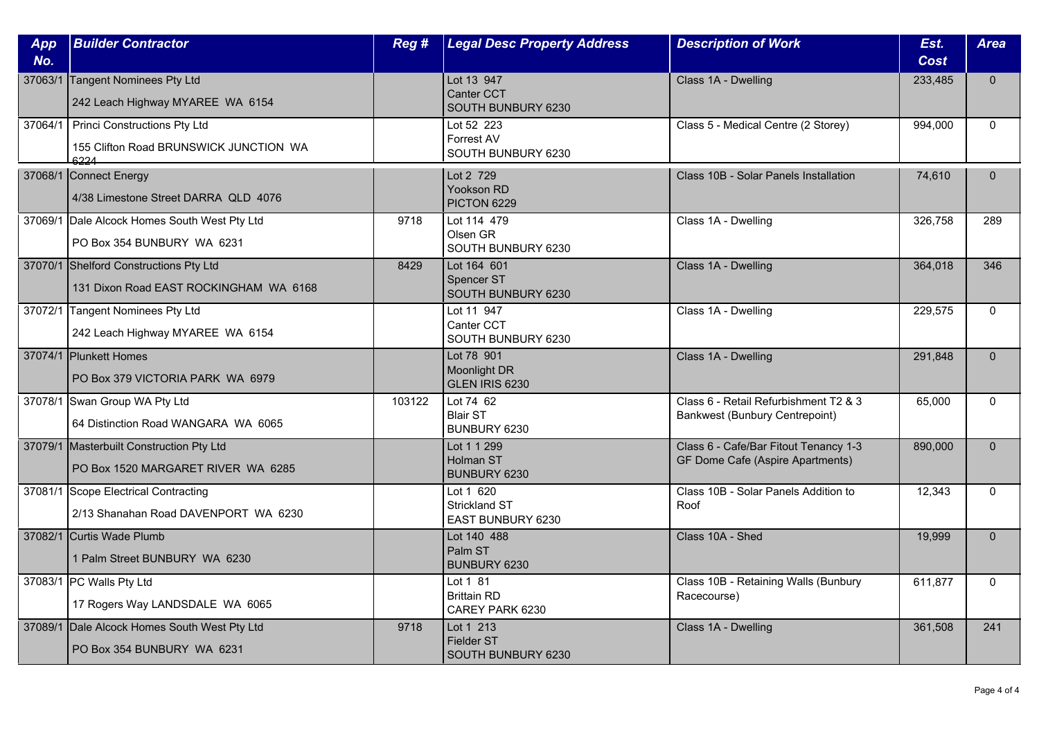| App No. | Builder Contractor | Reg # | Legal Desc Property Address | Description of Work | Est. Cost | Area |
|---|---|---|---|---|---|---|
| 37063/1 | Tangent Nominees Pty Ltd<br>242 Leach Highway MYAREE WA 6154 | | Lot 13 947<br>Canter CCT<br>SOUTH BUNBURY 6230 | Class 1A - Dwelling | 233,485 | 0 |
| 37064/1 | Princi Constructions Pty Ltd<br>155 Clifton Road BRUNSWICK JUNCTION WA 6224 | | Lot 52 223<br>Forrest AV<br>SOUTH BUNBURY 6230 | Class 5 - Medical Centre (2 Storey) | 994,000 | 0 |
| 37068/1 | Connect Energy<br>4/38 Limestone Street DARRA QLD 4076 | | Lot 2 729<br>Yookson RD<br>PICTON 6229 | Class 10B - Solar Panels Installation | 74,610 | 0 |
| 37069/1 | Dale Alcock Homes South West Pty Ltd<br>PO Box 354 BUNBURY WA 6231 | 9718 | Lot 114 479<br>Olsen GR<br>SOUTH BUNBURY 6230 | Class 1A - Dwelling | 326,758 | 289 |
| 37070/1 | Shelford Constructions Pty Ltd<br>131 Dixon Road EAST ROCKINGHAM WA 6168 | 8429 | Lot 164 601<br>Spencer ST<br>SOUTH BUNBURY 6230 | Class 1A - Dwelling | 364,018 | 346 |
| 37072/1 | Tangent Nominees Pty Ltd<br>242 Leach Highway MYAREE WA 6154 | | Lot 11 947<br>Canter CCT<br>SOUTH BUNBURY 6230 | Class 1A - Dwelling | 229,575 | 0 |
| 37074/1 | Plunkett Homes<br>PO Box 379 VICTORIA PARK WA 6979 | | Lot 78 901<br>Moonlight DR<br>GLEN IRIS 6230 | Class 1A - Dwelling | 291,848 | 0 |
| 37078/1 | Swan Group WA Pty Ltd<br>64 Distinction Road WANGARA WA 6065 | 103122 | Lot 74 62<br>Blair ST<br>BUNBURY 6230 | Class 6 - Retail Refurbishment T2 & 3 Bankwest (Bunbury Centrepoint) | 65,000 | 0 |
| 37079/1 | Masterbuilt Construction Pty Ltd<br>PO Box 1520 MARGARET RIVER WA 6285 | | Lot 1 1 299<br>Holman ST<br>BUNBURY 6230 | Class 6 - Cafe/Bar Fitout Tenancy 1-3 GF Dome Cafe (Aspire Apartments) | 890,000 | 0 |
| 37081/1 | Scope Electrical Contracting<br>2/13 Shanahan Road DAVENPORT WA 6230 | | Lot 1 620<br>Strickland ST<br>EAST BUNBURY 6230 | Class 10B - Solar Panels Addition to Roof | 12,343 | 0 |
| 37082/1 | Curtis Wade Plumb<br>1 Palm Street BUNBURY WA 6230 | | Lot 140 488<br>Palm ST<br>BUNBURY 6230 | Class 10A - Shed | 19,999 | 0 |
| 37083/1 | PC Walls Pty Ltd<br>17 Rogers Way LANDSDALE WA 6065 | | Lot 1 81<br>Brittain RD<br>CAREY PARK 6230 | Class 10B - Retaining Walls (Bunbury Racecourse) | 611,877 | 0 |
| 37089/1 | Dale Alcock Homes South West Pty Ltd<br>PO Box 354 BUNBURY WA 6231 | 9718 | Lot 1 213<br>Fielder ST<br>SOUTH BUNBURY 6230 | Class 1A - Dwelling | 361,508 | 241 |